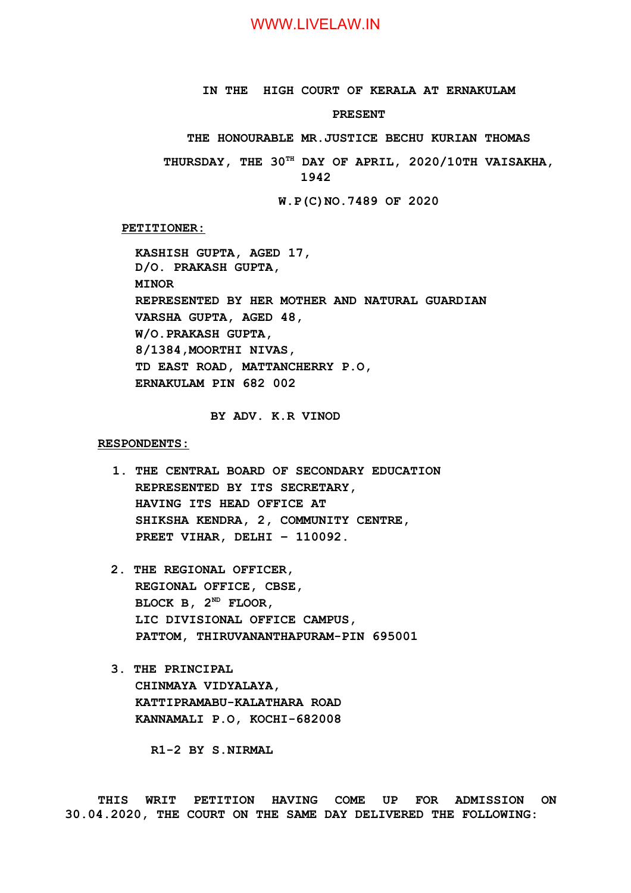IN THE HIGH COURT OF KERALA AT ERNAKULAM

PRESENT

THE HONOURABLE MR.JUSTICE BECHU KURIAN THOMAS

THURSDAY, THE 30TH DAY OF APRIL, 2020/10TH VAISAKHA, 1942

W.P(C)NO.7489 OF 2020

**PETITIONER:**

KASHISH GUPTA, AGED 17,
D/O. PRAKASH GUPTA,
MINOR
REPRESENTED BY HER MOTHER AND NATURAL GUARDIAN
VARSHA GUPTA, AGED 48,
W/O.PRAKASH GUPTA,
8/1384,MOORTHI NIVAS,
TD EAST ROAD, MATTANCHERRY P.O,
ERNAKULAM PIN 682 002

BY ADV. K.R VINOD

**RESPONDENTS:**

1. THE CENTRAL BOARD OF SECONDARY EDUCATION
   REPRESENTED BY ITS SECRETARY,
   HAVING ITS HEAD OFFICE AT
   SHIKSHA KENDRA, 2, COMMUNITY CENTRE,
   PREET VIHAR, DELHI - 110092.

2. THE REGIONAL OFFICER,
   REGIONAL OFFICE, CBSE,
   BLOCK B, 2ND FLOOR,
   LIC DIVISIONAL OFFICE CAMPUS,
   PATTOM, THIRUVANANTHAPURAM-PIN 695001

3. THE PRINCIPAL
   CHINMAYA VIDYALAYA,
   KATTIPRAMABU-KALATHARA ROAD
   KANNAMALI P.O, KOCHI-682008

   R1-2 BY S.NIRMAL

THIS WRIT PETITION HAVING COME UP FOR ADMISSION ON 30.04.2020, THE COURT ON THE SAME DAY DELIVERED THE FOLLOWING: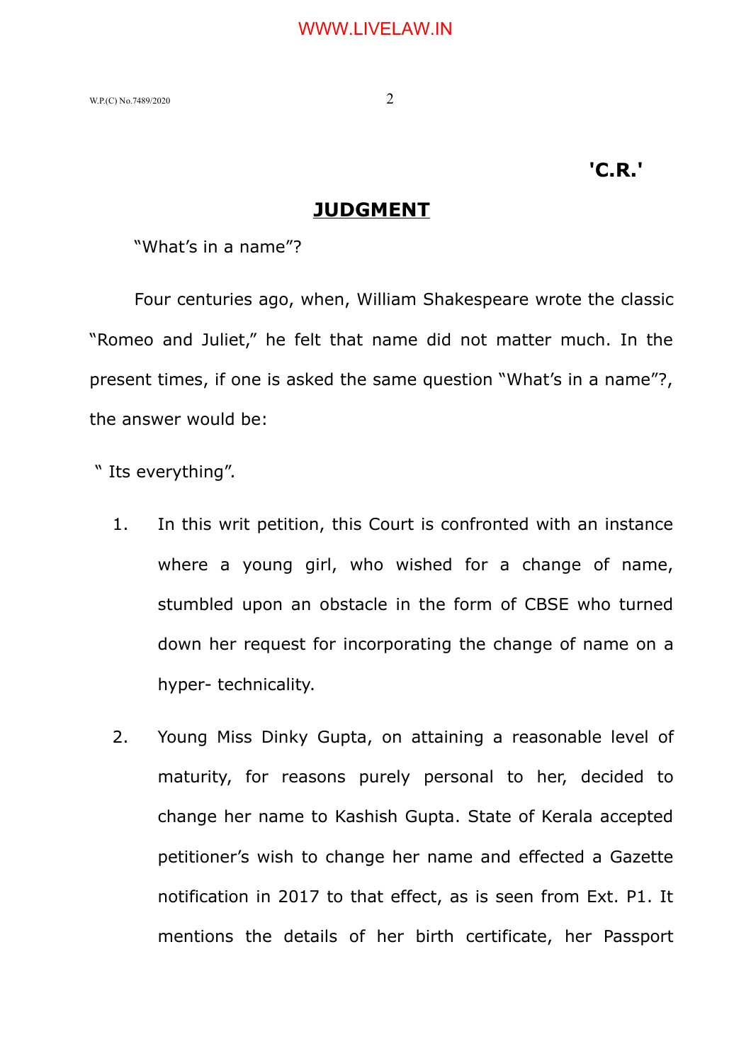'C.R.'

## JUDGMENT

"What's in a name"?

Four centuries ago, when, William Shakespeare wrote the classic "Romeo and Juliet," he felt that name did not matter much. In the present times, if one is asked the same question "What's in a name"?, the answer would be:

" Its everything".

1. In this writ petition, this Court is confronted with an instance where a young girl, who wished for a change of name, stumbled upon an obstacle in the form of CBSE who turned down her request for incorporating the change of name on a hyper- technicality.

2. Young Miss Dinky Gupta, on attaining a reasonable level of maturity, for reasons purely personal to her, decided to change her name to Kashish Gupta. State of Kerala accepted petitioner's wish to change her name and effected a Gazette notification in 2017 to that effect, as is seen from Ext. P1. It mentions the details of her birth certificate, her Passport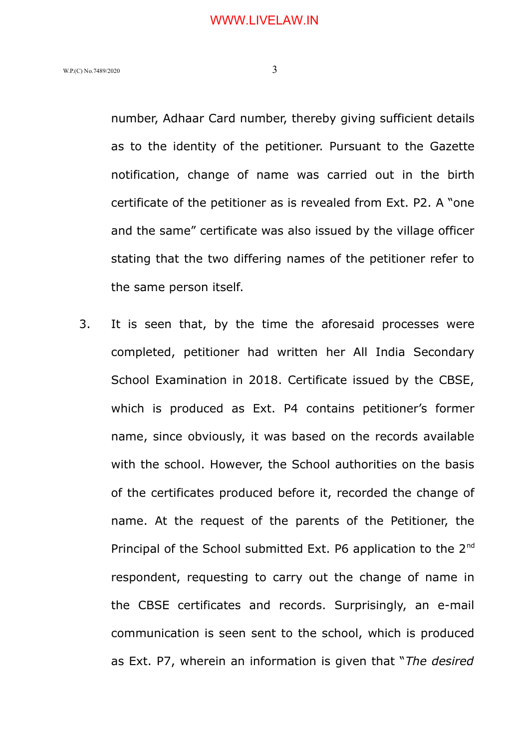number, Adhaar Card number, thereby giving sufficient details as to the identity of the petitioner. Pursuant to the Gazette notification, change of name was carried out in the birth certificate of the petitioner as is revealed from Ext. P2. A "one and the same" certificate was also issued by the village officer stating that the two differing names of the petitioner refer to the same person itself.

3. It is seen that, by the time the aforesaid processes were completed, petitioner had written her All India Secondary School Examination in 2018. Certificate issued by the CBSE, which is produced as Ext. P4 contains petitioner's former name, since obviously, it was based on the records available with the school. However, the School authorities on the basis of the certificates produced before it, recorded the change of name. At the request of the parents of the Petitioner, the Principal of the School submitted Ext. P6 application to the 2nd respondent, requesting to carry out the change of name in the CBSE certificates and records. Surprisingly, an e-mail communication is seen sent to the school, which is produced as Ext. P7, wherein an information is given that "*The desired*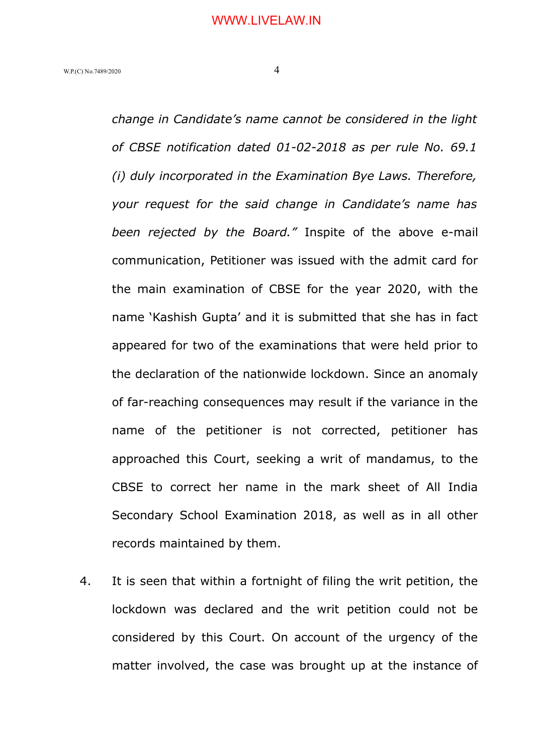*change in Candidate's name cannot be considered in the light of CBSE notification dated 01-02-2018 as per rule No. 69.1 (i) duly incorporated in the Examination Bye Laws. Therefore, your request for the said change in Candidate's name has been rejected by the Board."* Inspite of the above e-mail communication, Petitioner was issued with the admit card for the main examination of CBSE for the year 2020, with the name 'Kashish Gupta' and it is submitted that she has in fact appeared for two of the examinations that were held prior to the declaration of the nationwide lockdown. Since an anomaly of far-reaching consequences may result if the variance in the name of the petitioner is not corrected, petitioner has approached this Court, seeking a writ of mandamus, to the CBSE to correct her name in the mark sheet of All India Secondary School Examination 2018, as well as in all other records maintained by them.

4. It is seen that within a fortnight of filing the writ petition, the lockdown was declared and the writ petition could not be considered by this Court. On account of the urgency of the matter involved, the case was brought up at the instance of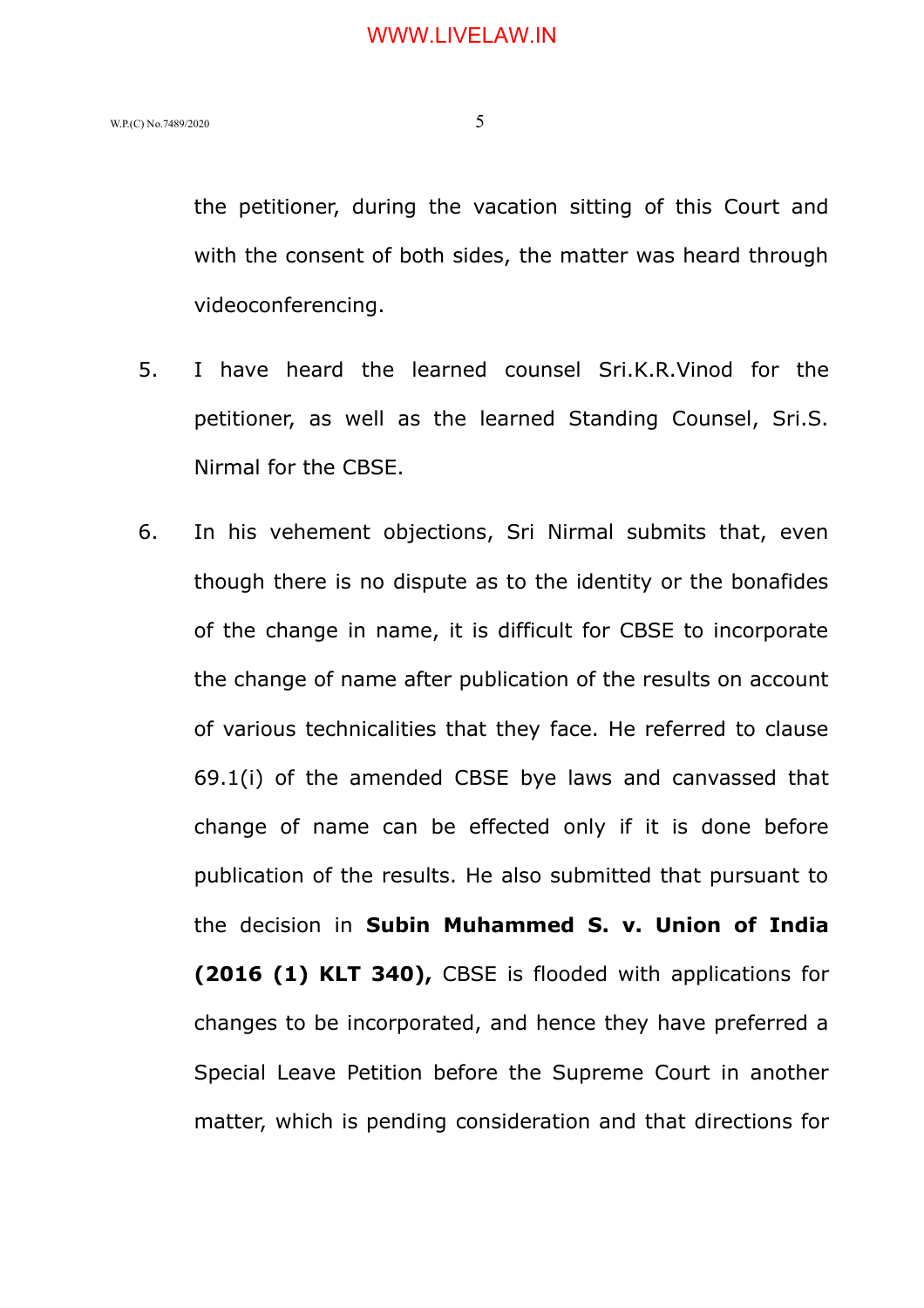the petitioner, during the vacation sitting of this Court and with the consent of both sides, the matter was heard through videoconferencing.

5. I have heard the learned counsel Sri.K.R.Vinod for the petitioner, as well as the learned Standing Counsel, Sri.S. Nirmal for the CBSE.

6. In his vehement objections, Sri Nirmal submits that, even though there is no dispute as to the identity or the bonafides of the change in name, it is difficult for CBSE to incorporate the change of name after publication of the results on account of various technicalities that they face. He referred to clause 69.1(i) of the amended CBSE bye laws and canvassed that change of name can be effected only if it is done before publication of the results. He also submitted that pursuant to the decision in **Subin Muhammed S. v. Union of India (2016 (1) KLT 340),** CBSE is flooded with applications for changes to be incorporated, and hence they have preferred a Special Leave Petition before the Supreme Court in another matter, which is pending consideration and that directions for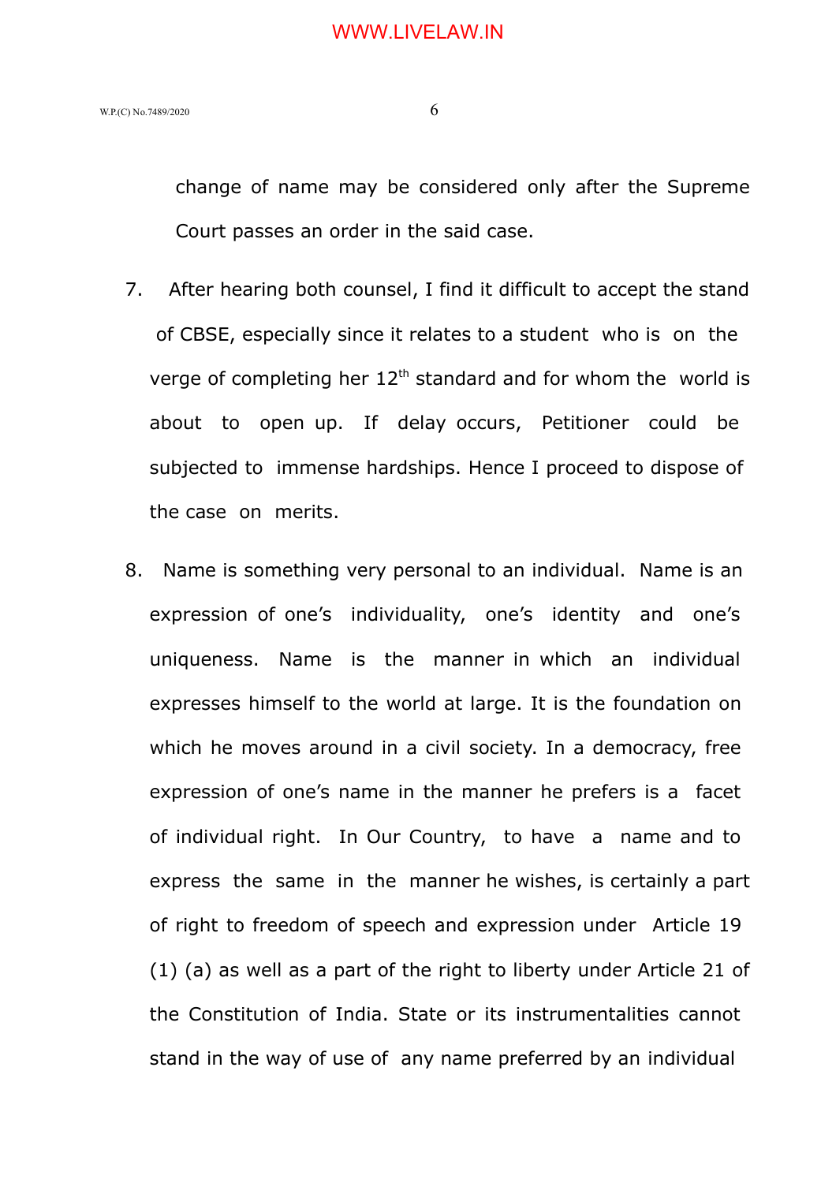change of name may be considered only after the Supreme Court passes an order in the said case.

7. After hearing both counsel, I find it difficult to accept the stand of CBSE, especially since it relates to a student who is on the verge of completing her 12th standard and for whom the world is about to open up. If delay occurs, Petitioner could be subjected to immense hardships. Hence I proceed to dispose of the case on merits.

8. Name is something very personal to an individual. Name is an expression of one's individuality, one's identity and one's uniqueness. Name is the manner in which an individual expresses himself to the world at large. It is the foundation on which he moves around in a civil society. In a democracy, free expression of one's name in the manner he prefers is a facet of individual right. In Our Country, to have a name and to express the same in the manner he wishes, is certainly a part of right to freedom of speech and expression under Article 19 (1) (a) as well as a part of the right to liberty under Article 21 of the Constitution of India. State or its instrumentalities cannot stand in the way of use of any name preferred by an individual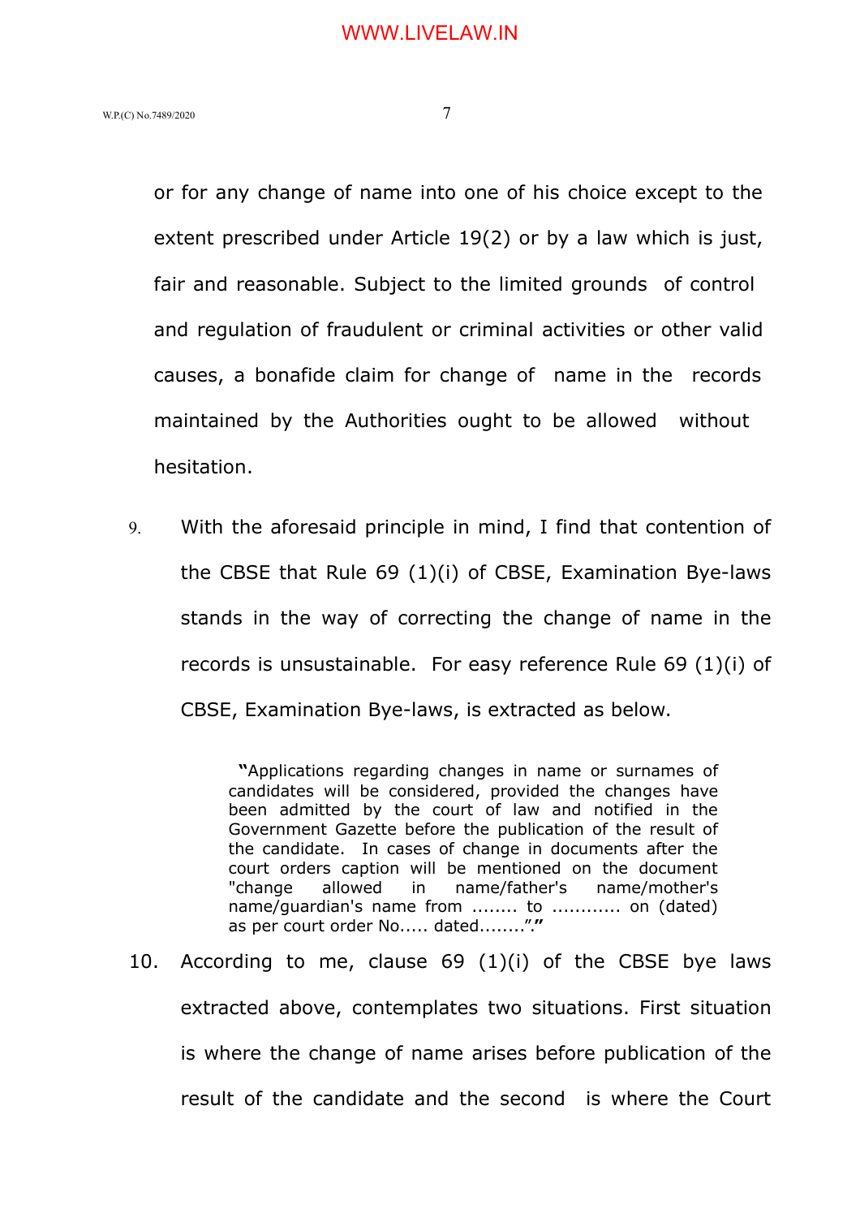or for any change of name into one of his choice except to the extent prescribed under Article 19(2) or by a law which is just, fair and reasonable. Subject to the limited grounds of control and regulation of fraudulent or criminal activities or other valid causes, a bonafide claim for change of name in the records maintained by the Authorities ought to be allowed without hesitation.

9. With the aforesaid principle in mind, I find that contention of the CBSE that Rule 69 (1)(i) of CBSE, Examination Bye-laws stands in the way of correcting the change of name in the records is unsustainable. For easy reference Rule 69 (1)(i) of CBSE, Examination Bye-laws, is extracted as below.

> **"**Applications regarding changes in name or surnames of candidates will be considered, provided the changes have been admitted by the court of law and notified in the Government Gazette before the publication of the result of the candidate. In cases of change in documents after the court orders caption will be mentioned on the document "change allowed in name/father's name/mother's name/guardian's name from ........ to ............ on (dated) as per court order No..... dated........".**"**

10. According to me, clause 69 (1)(i) of the CBSE bye laws extracted above, contemplates two situations. First situation is where the change of name arises before publication of the result of the candidate and the second is where the Court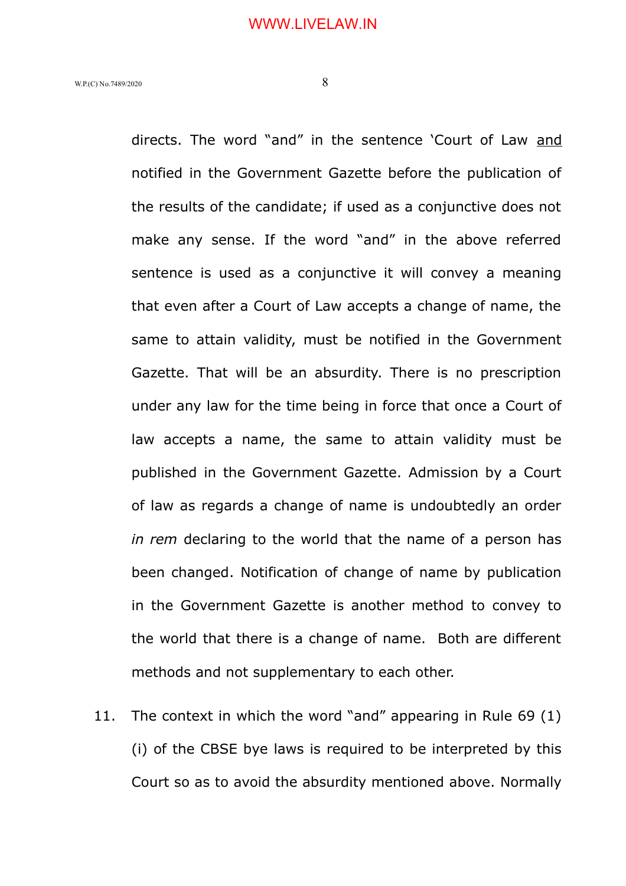directs. The word "and" in the sentence 'Court of Law <u>and</u> notified in the Government Gazette before the publication of the results of the candidate; if used as a conjunctive does not make any sense. If the word "and" in the above referred sentence is used as a conjunctive it will convey a meaning that even after a Court of Law accepts a change of name, the same to attain validity, must be notified in the Government Gazette. That will be an absurdity. There is no prescription under any law for the time being in force that once a Court of law accepts a name, the same to attain validity must be published in the Government Gazette. Admission by a Court of law as regards a change of name is undoubtedly an order *in rem* declaring to the world that the name of a person has been changed. Notification of change of name by publication in the Government Gazette is another method to convey to the world that there is a change of name. Both are different methods and not supplementary to each other.

11. The context in which the word "and" appearing in Rule 69 (1) (i) of the CBSE bye laws is required to be interpreted by this Court so as to avoid the absurdity mentioned above. Normally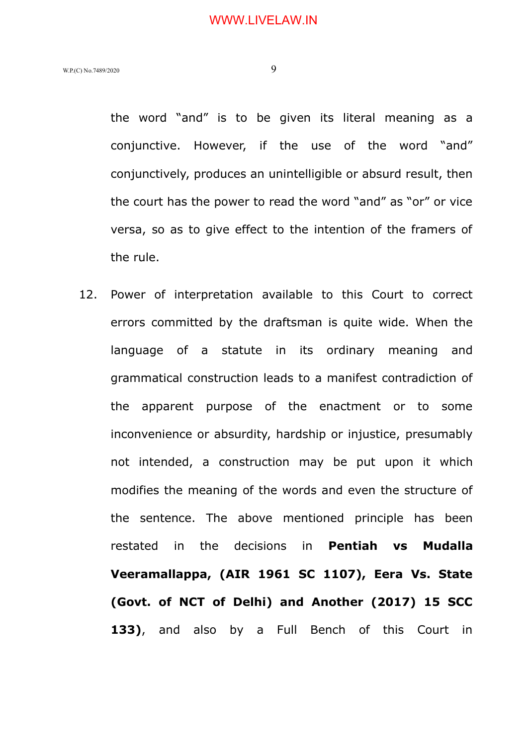the word “and” is to be given its literal meaning as a conjunctive. However, if the use of the word “and” conjunctively, produces an unintelligible or absurd result, then the court has the power to read the word “and” as “or” or vice versa, so as to give effect to the intention of the framers of the rule.

12. Power of interpretation available to this Court to correct errors committed by the draftsman is quite wide. When the language of a statute in its ordinary meaning and grammatical construction leads to a manifest contradiction of the apparent purpose of the enactment or to some inconvenience or absurdity, hardship or injustice, presumably not intended, a construction may be put upon it which modifies the meaning of the words and even the structure of the sentence. The above mentioned principle has been restated in the decisions in **Pentiah vs Mudalla Veeramallappa, (AIR 1961 SC 1107), Eera Vs. State (Govt. of NCT of Delhi) and Another (2017) 15 SCC 133)**, and also by a Full Bench of this Court in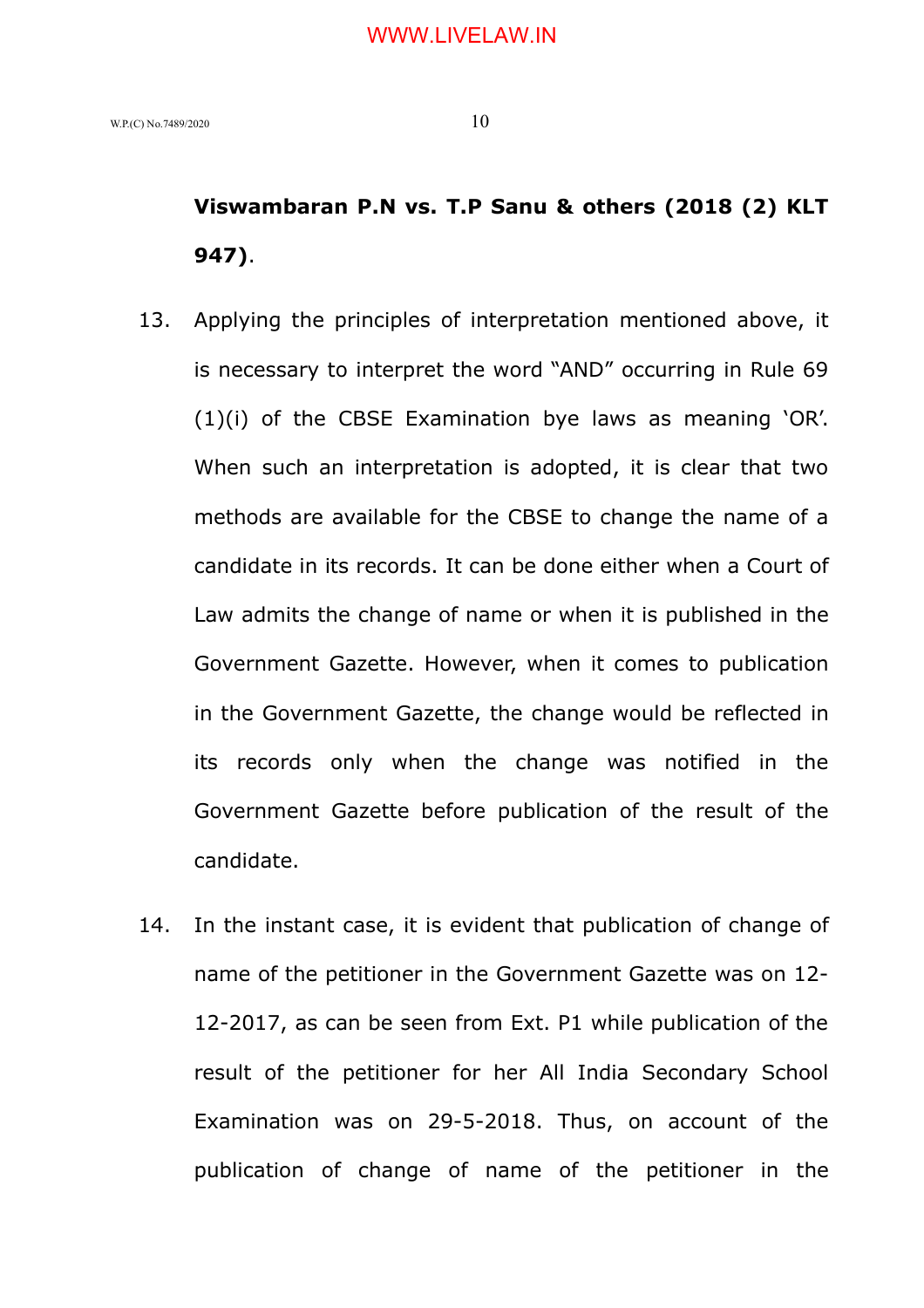**Viswambaran P.N vs. T.P Sanu & others (2018 (2) KLT 947)**.

13. Applying the principles of interpretation mentioned above, it is necessary to interpret the word "AND" occurring in Rule 69 (1)(i) of the CBSE Examination bye laws as meaning 'OR'. When such an interpretation is adopted, it is clear that two methods are available for the CBSE to change the name of a candidate in its records. It can be done either when a Court of Law admits the change of name or when it is published in the Government Gazette. However, when it comes to publication in the Government Gazette, the change would be reflected in its records only when the change was notified in the Government Gazette before publication of the result of the candidate.

14. In the instant case, it is evident that publication of change of name of the petitioner in the Government Gazette was on 12-12-2017, as can be seen from Ext. P1 while publication of the result of the petitioner for her All India Secondary School Examination was on 29-5-2018. Thus, on account of the publication of change of name of the petitioner in the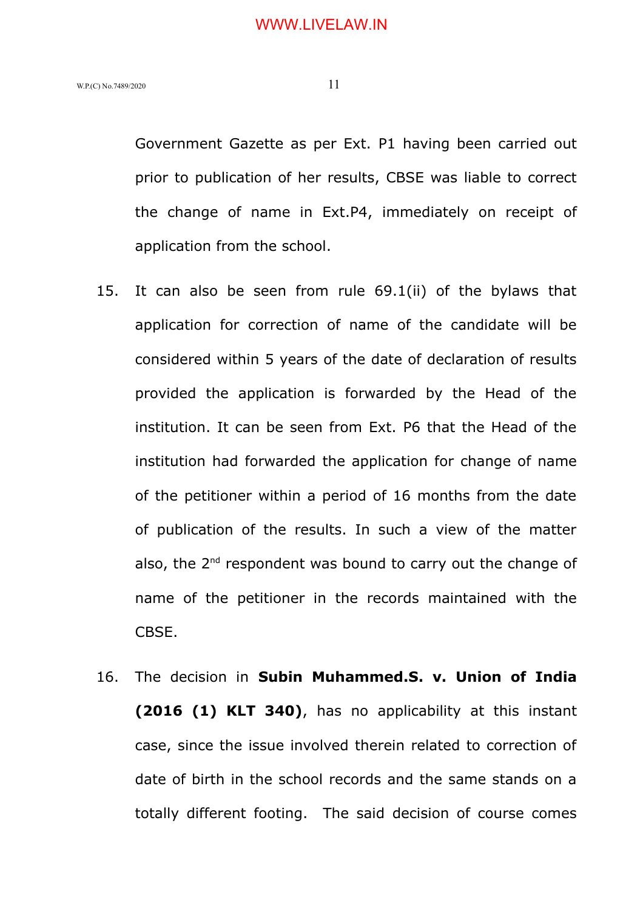Government Gazette as per Ext. P1 having been carried out prior to publication of her results, CBSE was liable to correct the change of name in Ext.P4, immediately on receipt of application from the school.

15. It can also be seen from rule 69.1(ii) of the bylaws that application for correction of name of the candidate will be considered within 5 years of the date of declaration of results provided the application is forwarded by the Head of the institution. It can be seen from Ext. P6 that the Head of the institution had forwarded the application for change of name of the petitioner within a period of 16 months from the date of publication of the results. In such a view of the matter also, the 2nd respondent was bound to carry out the change of name of the petitioner in the records maintained with the CBSE.

16. The decision in **Subin Muhammed.S. v. Union of India (2016 (1) KLT 340)**, has no applicability at this instant case, since the issue involved therein related to correction of date of birth in the school records and the same stands on a totally different footing. The said decision of course comes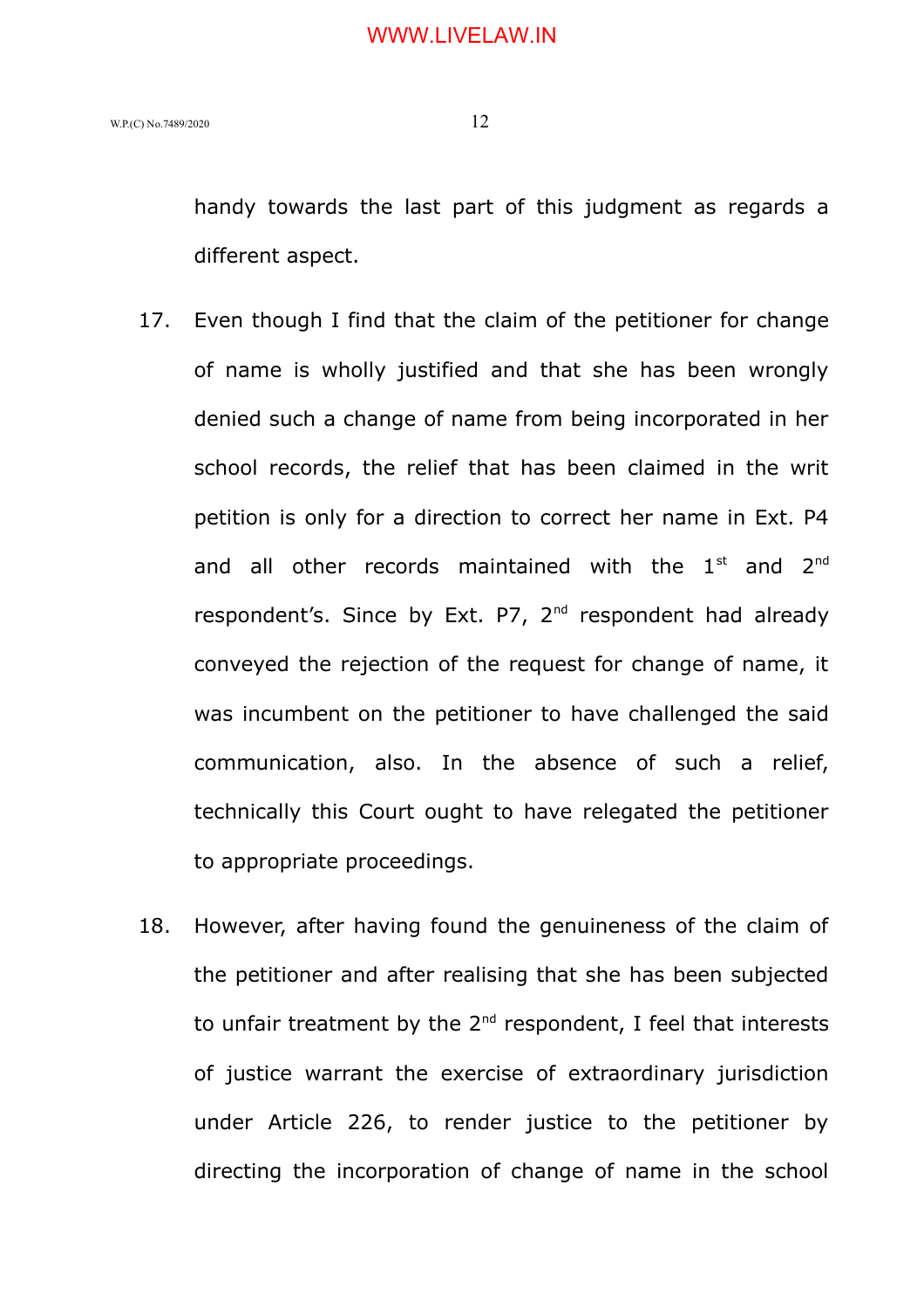handy towards the last part of this judgment as regards a different aspect.

17. Even though I find that the claim of the petitioner for change of name is wholly justified and that she has been wrongly denied such a change of name from being incorporated in her school records, the relief that has been claimed in the writ petition is only for a direction to correct her name in Ext. P4 and all other records maintained with the 1st and 2nd respondent's. Since by Ext. P7, 2nd respondent had already conveyed the rejection of the request for change of name, it was incumbent on the petitioner to have challenged the said communication, also. In the absence of such a relief, technically this Court ought to have relegated the petitioner to appropriate proceedings.

18. However, after having found the genuineness of the claim of the petitioner and after realising that she has been subjected to unfair treatment by the 2nd respondent, I feel that interests of justice warrant the exercise of extraordinary jurisdiction under Article 226, to render justice to the petitioner by directing the incorporation of change of name in the school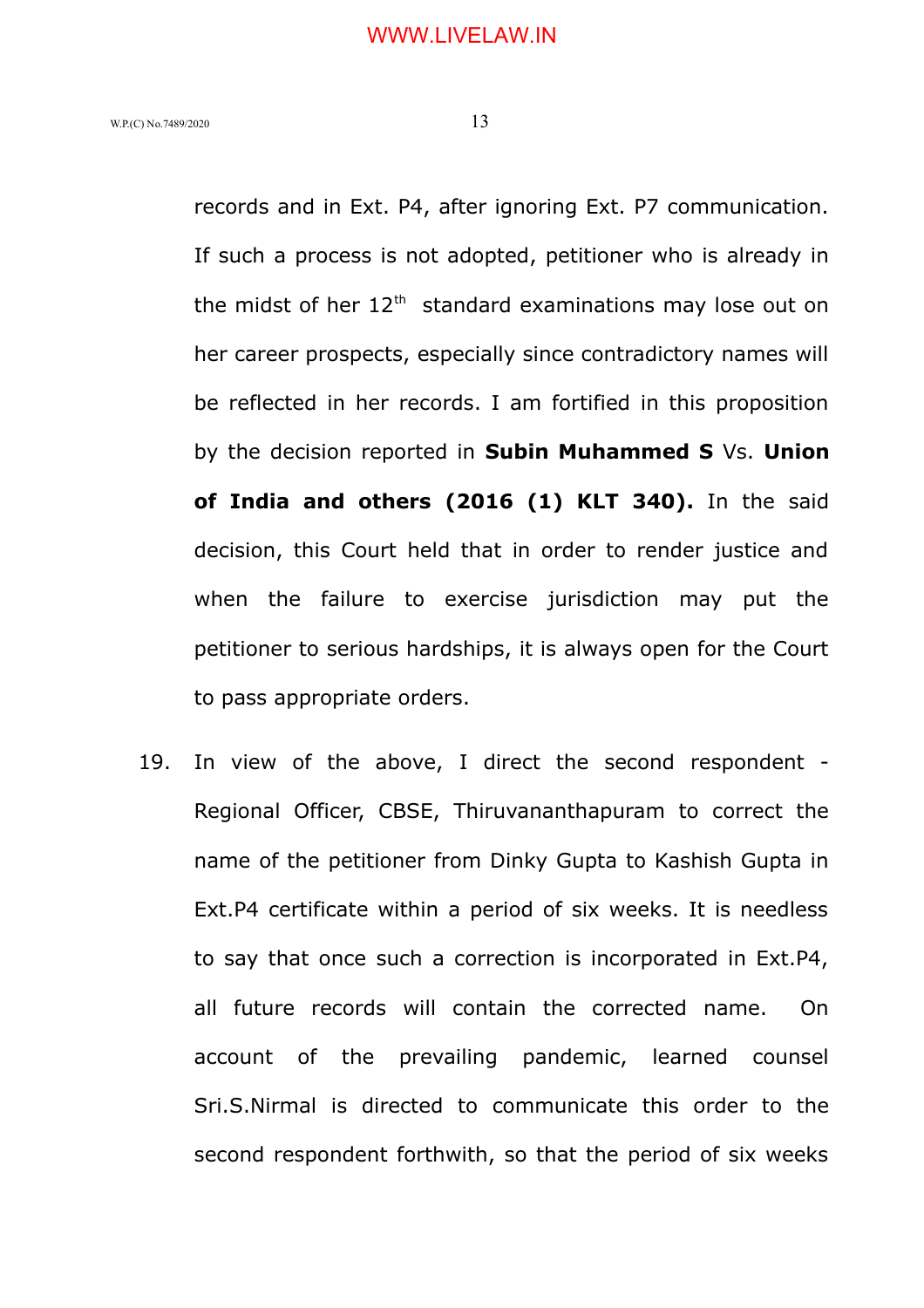records and in Ext. P4, after ignoring Ext. P7 communication. If such a process is not adopted, petitioner who is already in the midst of her 12th standard examinations may lose out on her career prospects, especially since contradictory names will be reflected in her records. I am fortified in this proposition by the decision reported in **Subin Muhammed S** Vs. **Union of India and others (2016 (1) KLT 340).** In the said decision, this Court held that in order to render justice and when the failure to exercise jurisdiction may put the petitioner to serious hardships, it is always open for the Court to pass appropriate orders.

19. In view of the above, I direct the second respondent - Regional Officer, CBSE, Thiruvananthapuram to correct the name of the petitioner from Dinky Gupta to Kashish Gupta in Ext.P4 certificate within a period of six weeks. It is needless to say that once such a correction is incorporated in Ext.P4, all future records will contain the corrected name. On account of the prevailing pandemic, learned counsel Sri.S.Nirmal is directed to communicate this order to the second respondent forthwith, so that the period of six weeks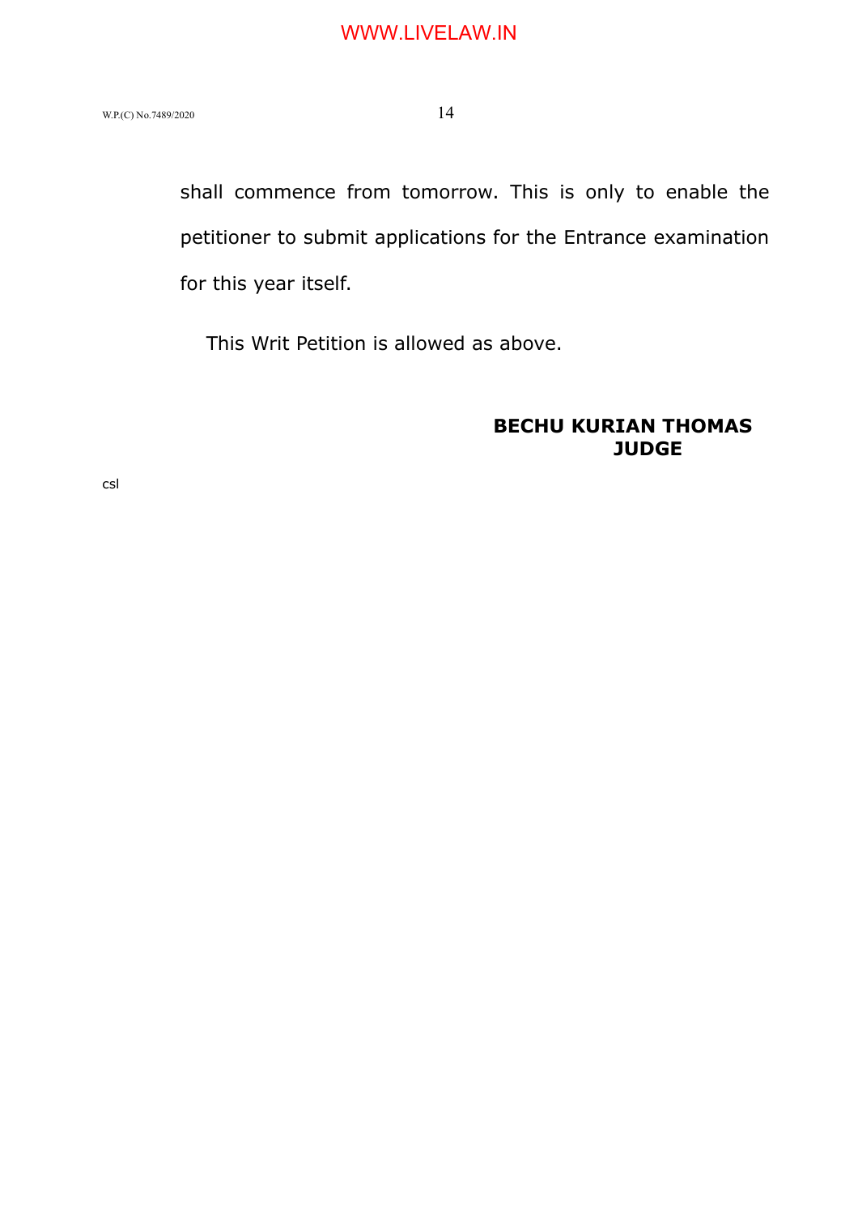shall commence from tomorrow. This is only to enable the petitioner to submit applications for the Entrance examination for this year itself.

This Writ Petition is allowed as above.

**BECHU KURIAN THOMAS**
**JUDGE**

csl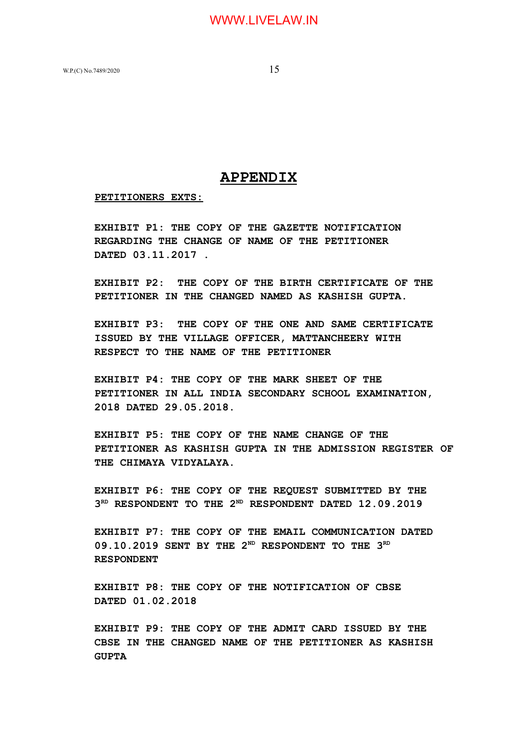# APPENDIX

**PETITIONERS EXTS:**

**EXHIBIT P1: THE COPY OF THE GAZETTE NOTIFICATION REGARDING THE CHANGE OF NAME OF THE PETITIONER DATED 03.11.2017 .**

**EXHIBIT P2: THE COPY OF THE BIRTH CERTIFICATE OF THE PETITIONER IN THE CHANGED NAMED AS KASHISH GUPTA.**

**EXHIBIT P3: THE COPY OF THE ONE AND SAME CERTIFICATE ISSUED BY THE VILLAGE OFFICER, MATTANCHEERY WITH RESPECT TO THE NAME OF THE PETITIONER**

**EXHIBIT P4: THE COPY OF THE MARK SHEET OF THE PETITIONER IN ALL INDIA SECONDARY SCHOOL EXAMINATION, 2018 DATED 29.05.2018.**

**EXHIBIT P5: THE COPY OF THE NAME CHANGE OF THE PETITIONER AS KASHISH GUPTA IN THE ADMISSION REGISTER OF THE CHIMAYA VIDYALAYA.**

**EXHIBIT P6: THE COPY OF THE REQUEST SUBMITTED BY THE 3RD RESPONDENT TO THE 2ND RESPONDENT DATED 12.09.2019**

**EXHIBIT P7: THE COPY OF THE EMAIL COMMUNICATION DATED 09.10.2019 SENT BY THE 2ND RESPONDENT TO THE 3RD RESPONDENT**

**EXHIBIT P8: THE COPY OF THE NOTIFICATION OF CBSE DATED 01.02.2018**

**EXHIBIT P9: THE COPY OF THE ADMIT CARD ISSUED BY THE CBSE IN THE CHANGED NAME OF THE PETITIONER AS KASHISH GUPTA**